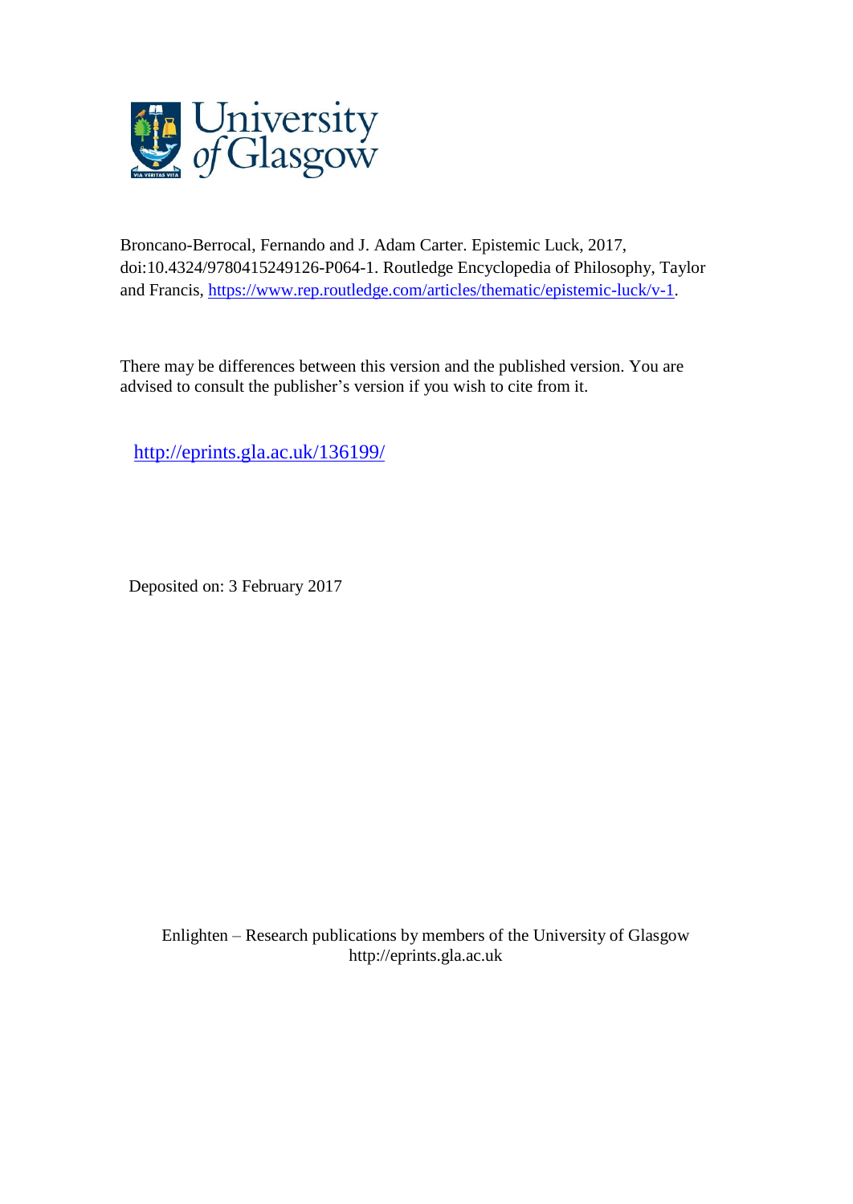University of Glasgow

Broncano-Berrocal, Fernando and J. Adam Carter. Epistemic Luck, 2017, doi:10.4324/9780415249126-P064-1. Routledge Encyclopedia of Philosophy, Taylor and Francis, https://www.rep.routledge.com/articles/thematic/epistemic-luck/v-1.

There may be differences between this version and the published version. You are advised to consult the publisher's version if you wish to cite from it.

http://eprints.gla.ac.uk/136199/

Deposited on: 3 February 2017

Enlighten – Research publications by members of the University of Glasgow
http://eprints.gla.ac.uk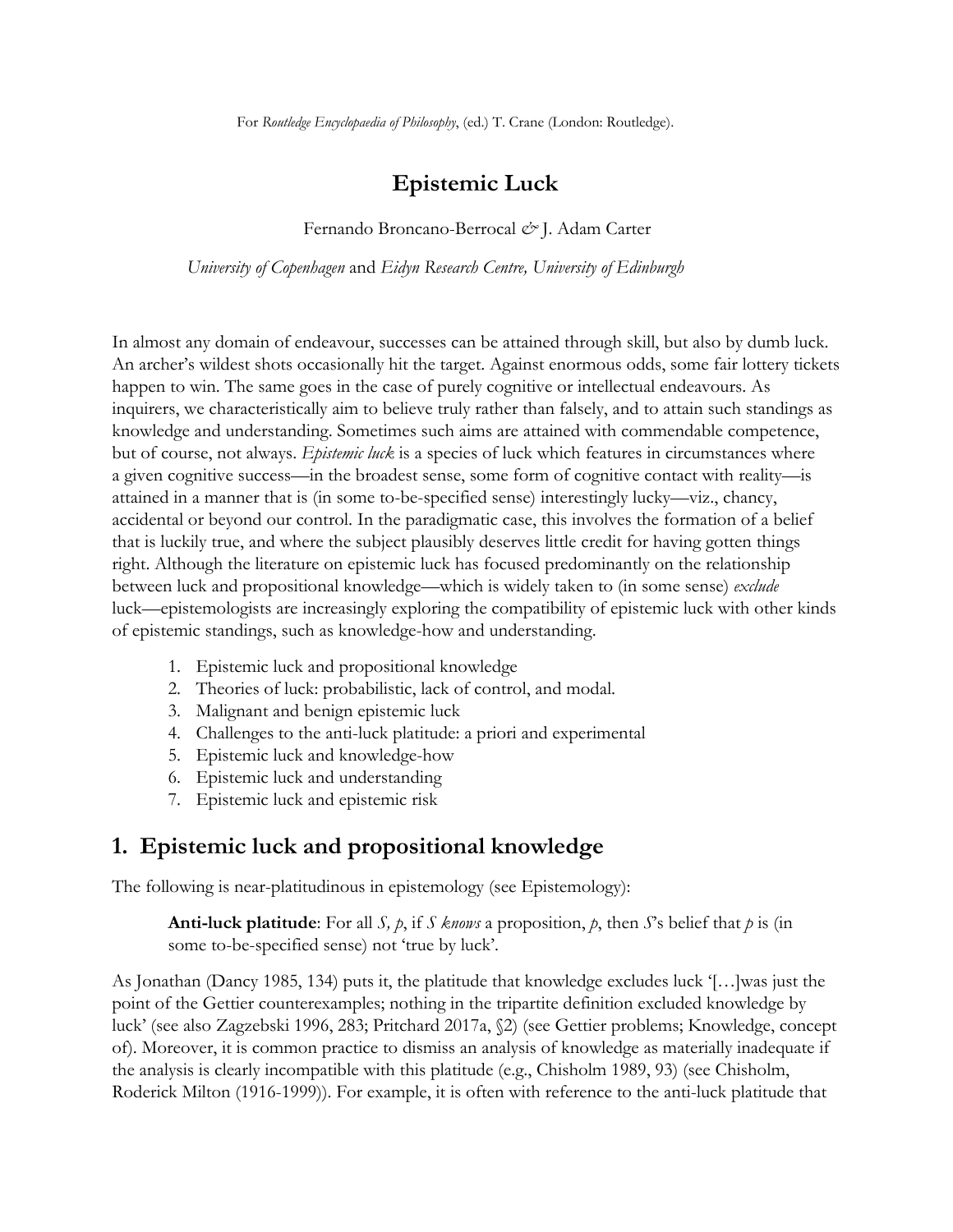For *Routledge Encyclopaedia of Philosophy*, (ed.) T. Crane (London: Routledge).

# Epistemic Luck

Fernando Broncano-Berrocal *&* J. Adam Carter

*University of Copenhagen* and *Eidyn Research Centre, University of Edinburgh*

In almost any domain of endeavour, successes can be attained through skill, but also by dumb luck. An archer's wildest shots occasionally hit the target. Against enormous odds, some fair lottery tickets happen to win. The same goes in the case of purely cognitive or intellectual endeavours. As inquirers, we characteristically aim to believe truly rather than falsely, and to attain such standings as knowledge and understanding. Sometimes such aims are attained with commendable competence, but of course, not always. *Epistemic luck* is a species of luck which features in circumstances where a given cognitive success—in the broadest sense, some form of cognitive contact with reality—is attained in a manner that is (in some to-be-specified sense) interestingly lucky—viz., chancy, accidental or beyond our control. In the paradigmatic case, this involves the formation of a belief that is luckily true, and where the subject plausibly deserves little credit for having gotten things right. Although the literature on epistemic luck has focused predominantly on the relationship between luck and propositional knowledge—which is widely taken to (in some sense) *exclude* luck—epistemologists are increasingly exploring the compatibility of epistemic luck with other kinds of epistemic standings, such as knowledge-how and understanding.

1. Epistemic luck and propositional knowledge
2. Theories of luck: probabilistic, lack of control, and modal.
3. Malignant and benign epistemic luck
4. Challenges to the anti-luck platitude: a priori and experimental
5. Epistemic luck and knowledge-how
6. Epistemic luck and understanding
7. Epistemic luck and epistemic risk

## 1. Epistemic luck and propositional knowledge

The following is near-platitudinous in epistemology (see Epistemology):

> **Anti-luck platitude**: For all *S, p*, if *S knows* a proposition, *p*, then *S*'s belief that *p* is (in some to-be-specified sense) not 'true by luck'.

As Jonathan (Dancy 1985, 134) puts it, the platitude that knowledge excludes luck '[…]was just the point of the Gettier counterexamples; nothing in the tripartite definition excluded knowledge by luck' (see also Zagzebski 1996, 283; Pritchard 2017a, §2) (see Gettier problems; Knowledge, concept of). Moreover, it is common practice to dismiss an analysis of knowledge as materially inadequate if the analysis is clearly incompatible with this platitude (e.g., Chisholm 1989, 93) (see Chisholm, Roderick Milton (1916-1999)). For example, it is often with reference to the anti-luck platitude that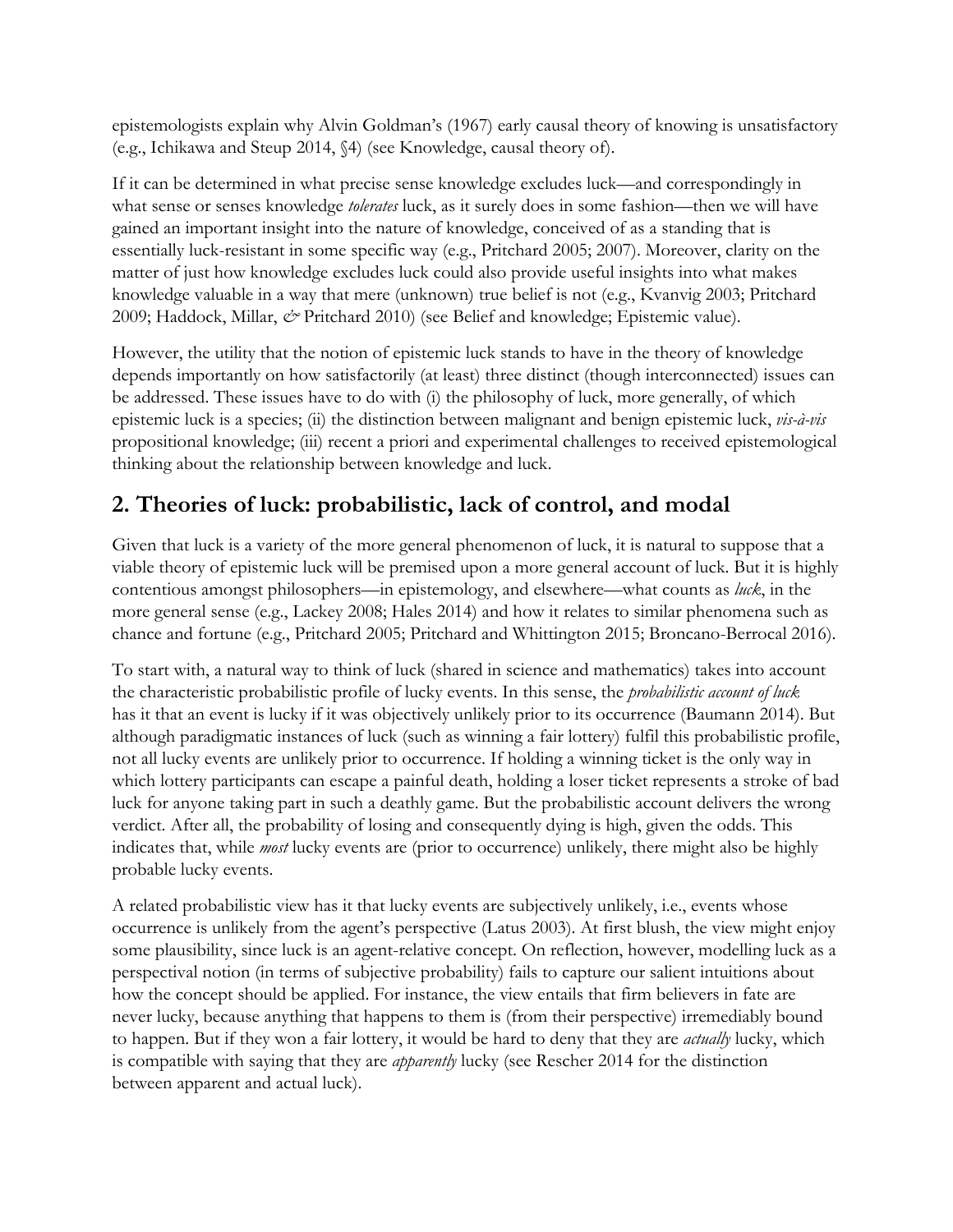epistemologists explain why Alvin Goldman's (1967) early causal theory of knowing is unsatisfactory (e.g., Ichikawa and Steup 2014, §4) (see Knowledge, causal theory of).

If it can be determined in what precise sense knowledge excludes luck—and correspondingly in what sense or senses knowledge *tolerates* luck, as it surely does in some fashion—then we will have gained an important insight into the nature of knowledge, conceived of as a standing that is essentially luck-resistant in some specific way (e.g., Pritchard 2005; 2007). Moreover, clarity on the matter of just how knowledge excludes luck could also provide useful insights into what makes knowledge valuable in a way that mere (unknown) true belief is not (e.g., Kvanvig 2003; Pritchard 2009; Haddock, Millar, *&* Pritchard 2010) (see Belief and knowledge; Epistemic value).

However, the utility that the notion of epistemic luck stands to have in the theory of knowledge depends importantly on how satisfactorily (at least) three distinct (though interconnected) issues can be addressed. These issues have to do with (i) the philosophy of luck, more generally, of which epistemic luck is a species; (ii) the distinction between malignant and benign epistemic luck, *vis-à-vis* propositional knowledge; (iii) recent a priori and experimental challenges to received epistemological thinking about the relationship between knowledge and luck.

## 2. Theories of luck: probabilistic, lack of control, and modal

Given that luck is a variety of the more general phenomenon of luck, it is natural to suppose that a viable theory of epistemic luck will be premised upon a more general account of luck. But it is highly contentious amongst philosophers—in epistemology, and elsewhere—what counts as *luck*, in the more general sense (e.g., Lackey 2008; Hales 2014) and how it relates to similar phenomena such as chance and fortune (e.g., Pritchard 2005; Pritchard and Whittington 2015; Broncano-Berrocal 2016).

To start with, a natural way to think of luck (shared in science and mathematics) takes into account the characteristic probabilistic profile of lucky events. In this sense, the *probabilistic account of luck* has it that an event is lucky if it was objectively unlikely prior to its occurrence (Baumann 2014). But although paradigmatic instances of luck (such as winning a fair lottery) fulfil this probabilistic profile, not all lucky events are unlikely prior to occurrence. If holding a winning ticket is the only way in which lottery participants can escape a painful death, holding a loser ticket represents a stroke of bad luck for anyone taking part in such a deathly game. But the probabilistic account delivers the wrong verdict. After all, the probability of losing and consequently dying is high, given the odds. This indicates that, while *most* lucky events are (prior to occurrence) unlikely, there might also be highly probable lucky events.

A related probabilistic view has it that lucky events are subjectively unlikely, i.e., events whose occurrence is unlikely from the agent's perspective (Latus 2003). At first blush, the view might enjoy some plausibility, since luck is an agent-relative concept. On reflection, however, modelling luck as a perspectival notion (in terms of subjective probability) fails to capture our salient intuitions about how the concept should be applied. For instance, the view entails that firm believers in fate are never lucky, because anything that happens to them is (from their perspective) irremediably bound to happen. But if they won a fair lottery, it would be hard to deny that they are *actually* lucky, which is compatible with saying that they are *apparently* lucky (see Rescher 2014 for the distinction between apparent and actual luck).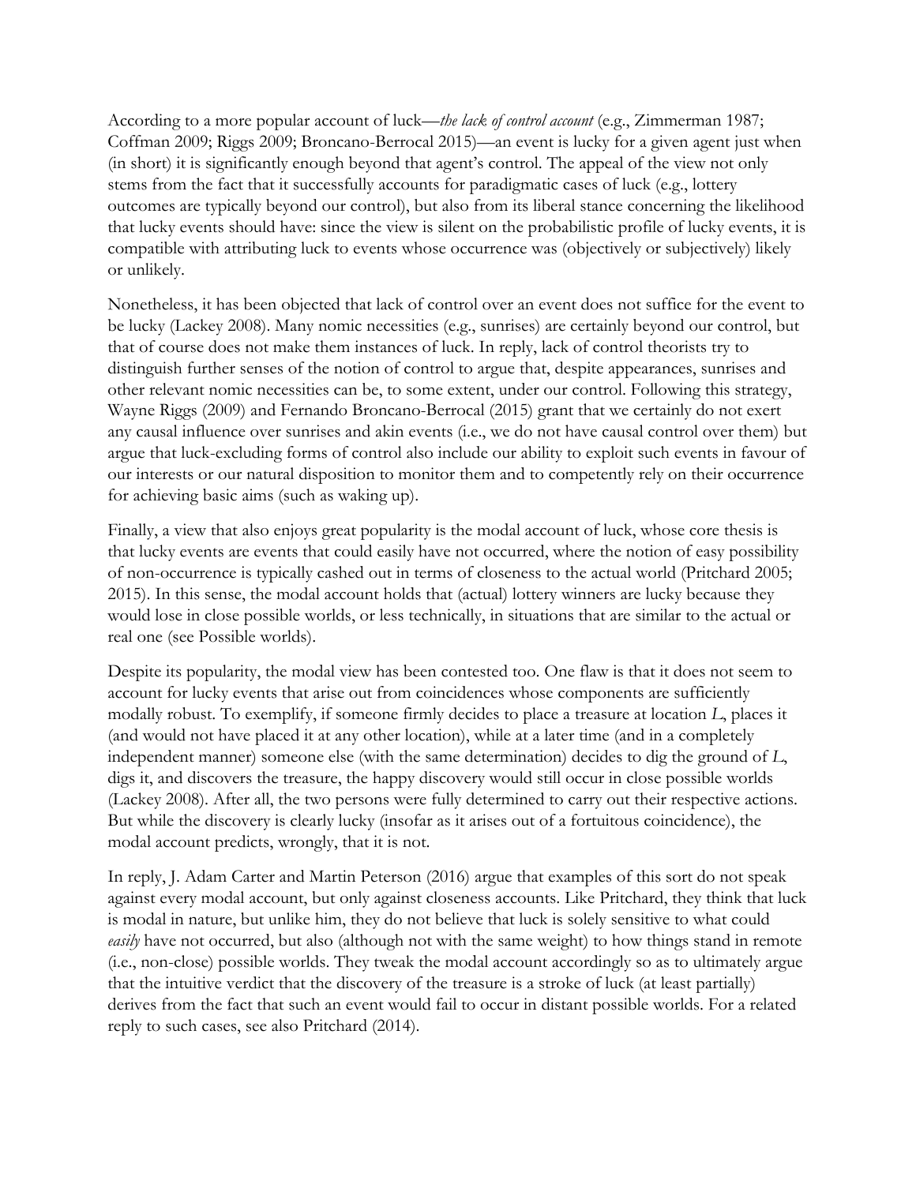According to a more popular account of luck—*the lack of control account* (e.g., Zimmerman 1987; Coffman 2009; Riggs 2009; Broncano-Berrocal 2015)—an event is lucky for a given agent just when (in short) it is significantly enough beyond that agent's control. The appeal of the view not only stems from the fact that it successfully accounts for paradigmatic cases of luck (e.g., lottery outcomes are typically beyond our control), but also from its liberal stance concerning the likelihood that lucky events should have: since the view is silent on the probabilistic profile of lucky events, it is compatible with attributing luck to events whose occurrence was (objectively or subjectively) likely or unlikely.

Nonetheless, it has been objected that lack of control over an event does not suffice for the event to be lucky (Lackey 2008). Many nomic necessities (e.g., sunrises) are certainly beyond our control, but that of course does not make them instances of luck. In reply, lack of control theorists try to distinguish further senses of the notion of control to argue that, despite appearances, sunrises and other relevant nomic necessities can be, to some extent, under our control. Following this strategy, Wayne Riggs (2009) and Fernando Broncano-Berrocal (2015) grant that we certainly do not exert any causal influence over sunrises and akin events (i.e., we do not have causal control over them) but argue that luck-excluding forms of control also include our ability to exploit such events in favour of our interests or our natural disposition to monitor them and to competently rely on their occurrence for achieving basic aims (such as waking up).

Finally, a view that also enjoys great popularity is the modal account of luck, whose core thesis is that lucky events are events that could easily have not occurred, where the notion of easy possibility of non-occurrence is typically cashed out in terms of closeness to the actual world (Pritchard 2005; 2015). In this sense, the modal account holds that (actual) lottery winners are lucky because they would lose in close possible worlds, or less technically, in situations that are similar to the actual or real one (see Possible worlds).

Despite its popularity, the modal view has been contested too. One flaw is that it does not seem to account for lucky events that arise out from coincidences whose components are sufficiently modally robust. To exemplify, if someone firmly decides to place a treasure at location *L*, places it (and would not have placed it at any other location), while at a later time (and in a completely independent manner) someone else (with the same determination) decides to dig the ground of *L*, digs it, and discovers the treasure, the happy discovery would still occur in close possible worlds (Lackey 2008). After all, the two persons were fully determined to carry out their respective actions. But while the discovery is clearly lucky (insofar as it arises out of a fortuitous coincidence), the modal account predicts, wrongly, that it is not.

In reply, J. Adam Carter and Martin Peterson (2016) argue that examples of this sort do not speak against every modal account, but only against closeness accounts. Like Pritchard, they think that luck is modal in nature, but unlike him, they do not believe that luck is solely sensitive to what could *easily* have not occurred, but also (although not with the same weight) to how things stand in remote (i.e., non-close) possible worlds. They tweak the modal account accordingly so as to ultimately argue that the intuitive verdict that the discovery of the treasure is a stroke of luck (at least partially) derives from the fact that such an event would fail to occur in distant possible worlds. For a related reply to such cases, see also Pritchard (2014).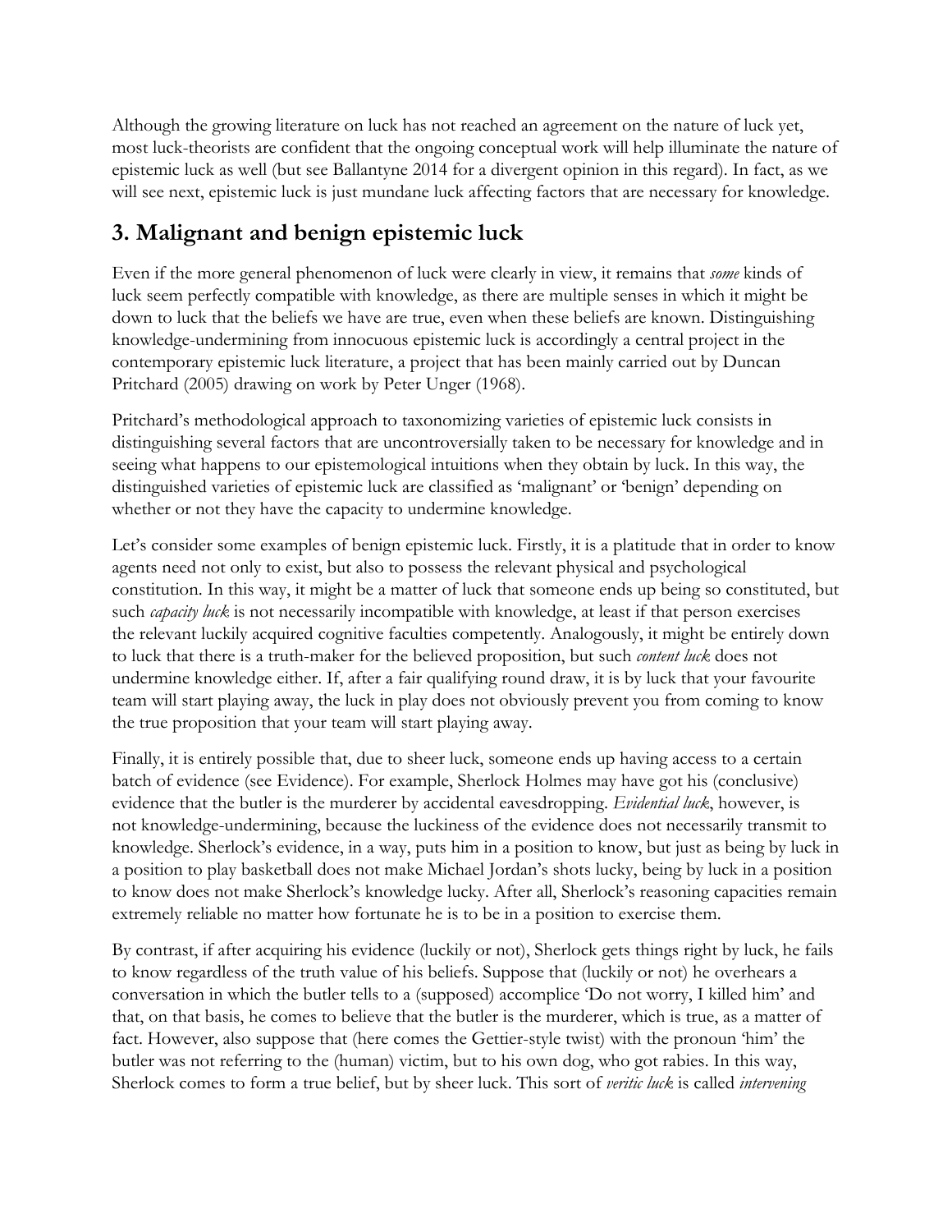Although the growing literature on luck has not reached an agreement on the nature of luck yet, most luck-theorists are confident that the ongoing conceptual work will help illuminate the nature of epistemic luck as well (but see Ballantyne 2014 for a divergent opinion in this regard). In fact, as we will see next, epistemic luck is just mundane luck affecting factors that are necessary for knowledge.

## 3. Malignant and benign epistemic luck

Even if the more general phenomenon of luck were clearly in view, it remains that *some* kinds of luck seem perfectly compatible with knowledge, as there are multiple senses in which it might be down to luck that the beliefs we have are true, even when these beliefs are known. Distinguishing knowledge-undermining from innocuous epistemic luck is accordingly a central project in the contemporary epistemic luck literature, a project that has been mainly carried out by Duncan Pritchard (2005) drawing on work by Peter Unger (1968).

Pritchard's methodological approach to taxonomizing varieties of epistemic luck consists in distinguishing several factors that are uncontroversially taken to be necessary for knowledge and in seeing what happens to our epistemological intuitions when they obtain by luck. In this way, the distinguished varieties of epistemic luck are classified as 'malignant' or 'benign' depending on whether or not they have the capacity to undermine knowledge.

Let's consider some examples of benign epistemic luck. Firstly, it is a platitude that in order to know agents need not only to exist, but also to possess the relevant physical and psychological constitution. In this way, it might be a matter of luck that someone ends up being so constituted, but such *capacity luck* is not necessarily incompatible with knowledge, at least if that person exercises the relevant luckily acquired cognitive faculties competently. Analogously, it might be entirely down to luck that there is a truth-maker for the believed proposition, but such *content luck* does not undermine knowledge either. If, after a fair qualifying round draw, it is by luck that your favourite team will start playing away, the luck in play does not obviously prevent you from coming to know the true proposition that your team will start playing away.

Finally, it is entirely possible that, due to sheer luck, someone ends up having access to a certain batch of evidence (see Evidence). For example, Sherlock Holmes may have got his (conclusive) evidence that the butler is the murderer by accidental eavesdropping. *Evidential luck*, however, is not knowledge-undermining, because the luckiness of the evidence does not necessarily transmit to knowledge. Sherlock's evidence, in a way, puts him in a position to know, but just as being by luck in a position to play basketball does not make Michael Jordan's shots lucky, being by luck in a position to know does not make Sherlock's knowledge lucky. After all, Sherlock's reasoning capacities remain extremely reliable no matter how fortunate he is to be in a position to exercise them.

By contrast, if after acquiring his evidence (luckily or not), Sherlock gets things right by luck, he fails to know regardless of the truth value of his beliefs. Suppose that (luckily or not) he overhears a conversation in which the butler tells to a (supposed) accomplice 'Do not worry, I killed him' and that, on that basis, he comes to believe that the butler is the murderer, which is true, as a matter of fact. However, also suppose that (here comes the Gettier-style twist) with the pronoun 'him' the butler was not referring to the (human) victim, but to his own dog, who got rabies. In this way, Sherlock comes to form a true belief, but by sheer luck. This sort of *veritic luck* is called *intervening*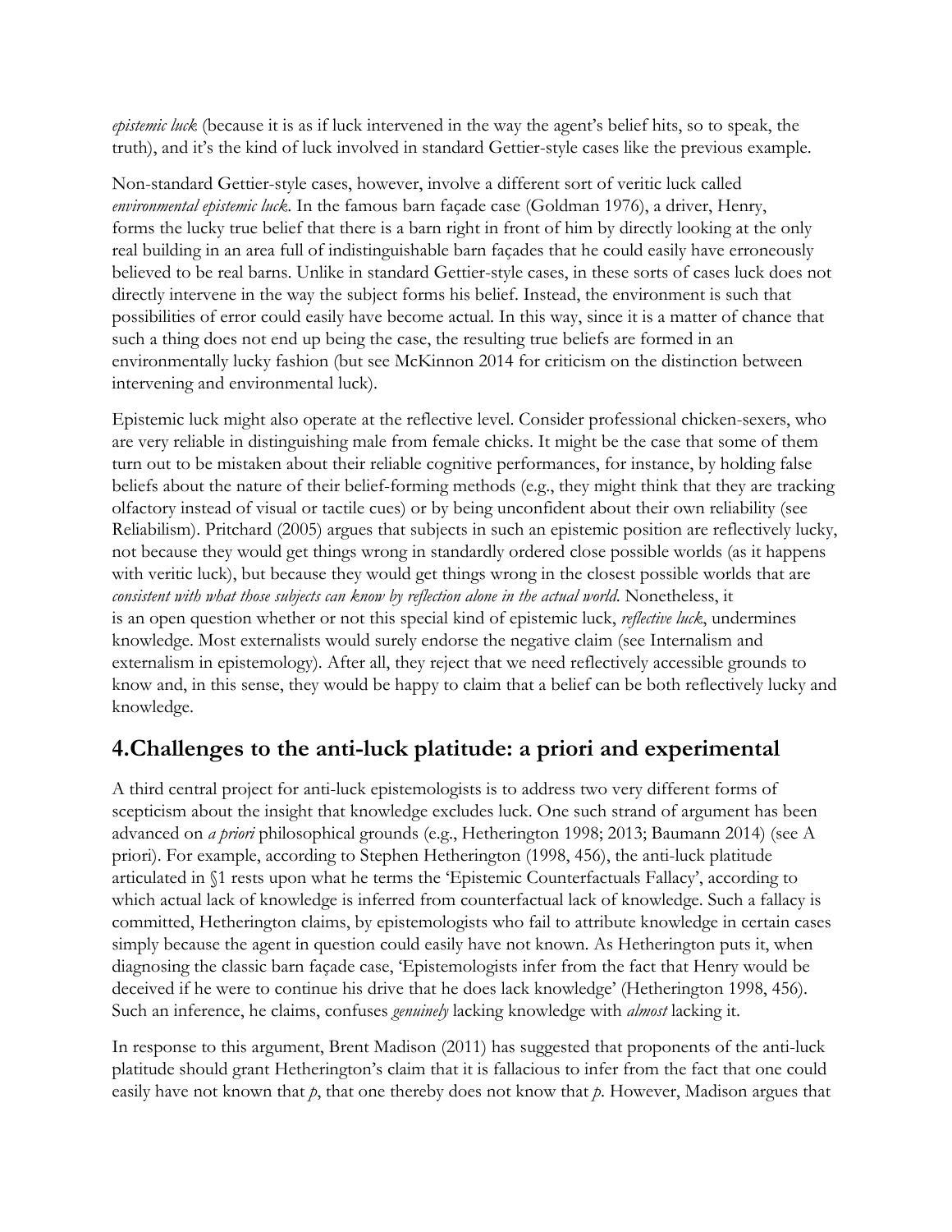*epistemic luck* (because it is as if luck intervened in the way the agent's belief hits, so to speak, the truth), and it's the kind of luck involved in standard Gettier-style cases like the previous example.

Non-standard Gettier-style cases, however, involve a different sort of veritic luck called *environmental epistemic luck*. In the famous barn façade case (Goldman 1976), a driver, Henry, forms the lucky true belief that there is a barn right in front of him by directly looking at the only real building in an area full of indistinguishable barn façades that he could easily have erroneously believed to be real barns. Unlike in standard Gettier-style cases, in these sorts of cases luck does not directly intervene in the way the subject forms his belief. Instead, the environment is such that possibilities of error could easily have become actual. In this way, since it is a matter of chance that such a thing does not end up being the case, the resulting true beliefs are formed in an environmentally lucky fashion (but see McKinnon 2014 for criticism on the distinction between intervening and environmental luck).

Epistemic luck might also operate at the reflective level. Consider professional chicken-sexers, who are very reliable in distinguishing male from female chicks. It might be the case that some of them turn out to be mistaken about their reliable cognitive performances, for instance, by holding false beliefs about the nature of their belief-forming methods (e.g., they might think that they are tracking olfactory instead of visual or tactile cues) or by being unconfident about their own reliability (see Reliabilism). Pritchard (2005) argues that subjects in such an epistemic position are reflectively lucky, not because they would get things wrong in standardly ordered close possible worlds (as it happens with veritic luck), but because they would get things wrong in the closest possible worlds that are *consistent with what those subjects can know by reflection alone in the actual world*. Nonetheless, it is an open question whether or not this special kind of epistemic luck, *reflective luck*, undermines knowledge. Most externalists would surely endorse the negative claim (see Internalism and externalism in epistemology). After all, they reject that we need reflectively accessible grounds to know and, in this sense, they would be happy to claim that a belief can be both reflectively lucky and knowledge.

## 4.Challenges to the anti-luck platitude: a priori and experimental

A third central project for anti-luck epistemologists is to address two very different forms of scepticism about the insight that knowledge excludes luck. One such strand of argument has been advanced on *a priori* philosophical grounds (e.g., Hetherington 1998; 2013; Baumann 2014) (see A priori). For example, according to Stephen Hetherington (1998, 456), the anti-luck platitude articulated in §1 rests upon what he terms the 'Epistemic Counterfactuals Fallacy', according to which actual lack of knowledge is inferred from counterfactual lack of knowledge. Such a fallacy is committed, Hetherington claims, by epistemologists who fail to attribute knowledge in certain cases simply because the agent in question could easily have not known. As Hetherington puts it, when diagnosing the classic barn façade case, 'Epistemologists infer from the fact that Henry would be deceived if he were to continue his drive that he does lack knowledge' (Hetherington 1998, 456). Such an inference, he claims, confuses *genuinely* lacking knowledge with *almost* lacking it.

In response to this argument, Brent Madison (2011) has suggested that proponents of the anti-luck platitude should grant Hetherington's claim that it is fallacious to infer from the fact that one could easily have not known that *p*, that one thereby does not know that *p*. However, Madison argues that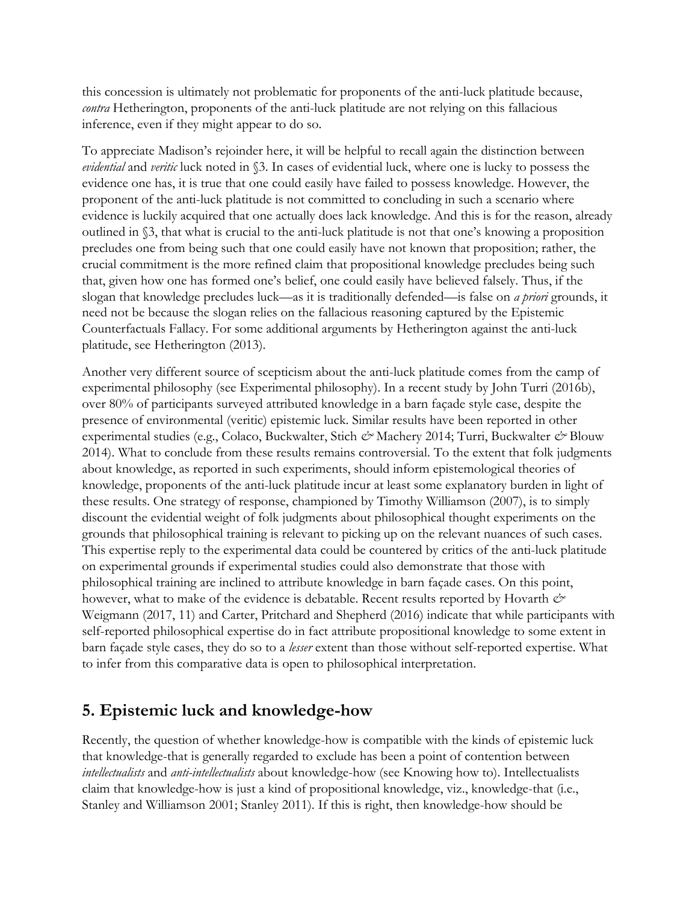this concession is ultimately not problematic for proponents of the anti-luck platitude because, *contra* Hetherington, proponents of the anti-luck platitude are not relying on this fallacious inference, even if they might appear to do so.

To appreciate Madison's rejoinder here, it will be helpful to recall again the distinction between *evidential* and *veritic* luck noted in §3. In cases of evidential luck, where one is lucky to possess the evidence one has, it is true that one could easily have failed to possess knowledge. However, the proponent of the anti-luck platitude is not committed to concluding in such a scenario where evidence is luckily acquired that one actually does lack knowledge. And this is for the reason, already outlined in §3, that what is crucial to the anti-luck platitude is not that one's knowing a proposition precludes one from being such that one could easily have not known that proposition; rather, the crucial commitment is the more refined claim that propositional knowledge precludes being such that, given how one has formed one's belief, one could easily have believed falsely. Thus, if the slogan that knowledge precludes luck—as it is traditionally defended—is false on *a priori* grounds, it need not be because the slogan relies on the fallacious reasoning captured by the Epistemic Counterfactuals Fallacy. For some additional arguments by Hetherington against the anti-luck platitude, see Hetherington (2013).

Another very different source of scepticism about the anti-luck platitude comes from the camp of experimental philosophy (see Experimental philosophy). In a recent study by John Turri (2016b), over 80% of participants surveyed attributed knowledge in a barn façade style case, despite the presence of environmental (veritic) epistemic luck. Similar results have been reported in other experimental studies (e.g., Colaco, Buckwalter, Stich *&* Machery 2014; Turri, Buckwalter *&* Blouw 2014). What to conclude from these results remains controversial. To the extent that folk judgments about knowledge, as reported in such experiments, should inform epistemological theories of knowledge, proponents of the anti-luck platitude incur at least some explanatory burden in light of these results. One strategy of response, championed by Timothy Williamson (2007), is to simply discount the evidential weight of folk judgments about philosophical thought experiments on the grounds that philosophical training is relevant to picking up on the relevant nuances of such cases. This expertise reply to the experimental data could be countered by critics of the anti-luck platitude on experimental grounds if experimental studies could also demonstrate that those with philosophical training are inclined to attribute knowledge in barn façade cases. On this point, however, what to make of the evidence is debatable. Recent results reported by Hovarth *&* Weigmann (2017, 11) and Carter, Pritchard and Shepherd (2016) indicate that while participants with self-reported philosophical expertise do in fact attribute propositional knowledge to some extent in barn façade style cases, they do so to a *lesser* extent than those without self-reported expertise. What to infer from this comparative data is open to philosophical interpretation.

## 5. Epistemic luck and knowledge-how

Recently, the question of whether knowledge-how is compatible with the kinds of epistemic luck that knowledge-that is generally regarded to exclude has been a point of contention between *intellectualists* and *anti-intellectualists* about knowledge-how (see Knowing how to). Intellectualists claim that knowledge-how is just a kind of propositional knowledge, viz., knowledge-that (i.e., Stanley and Williamson 2001; Stanley 2011). If this is right, then knowledge-how should be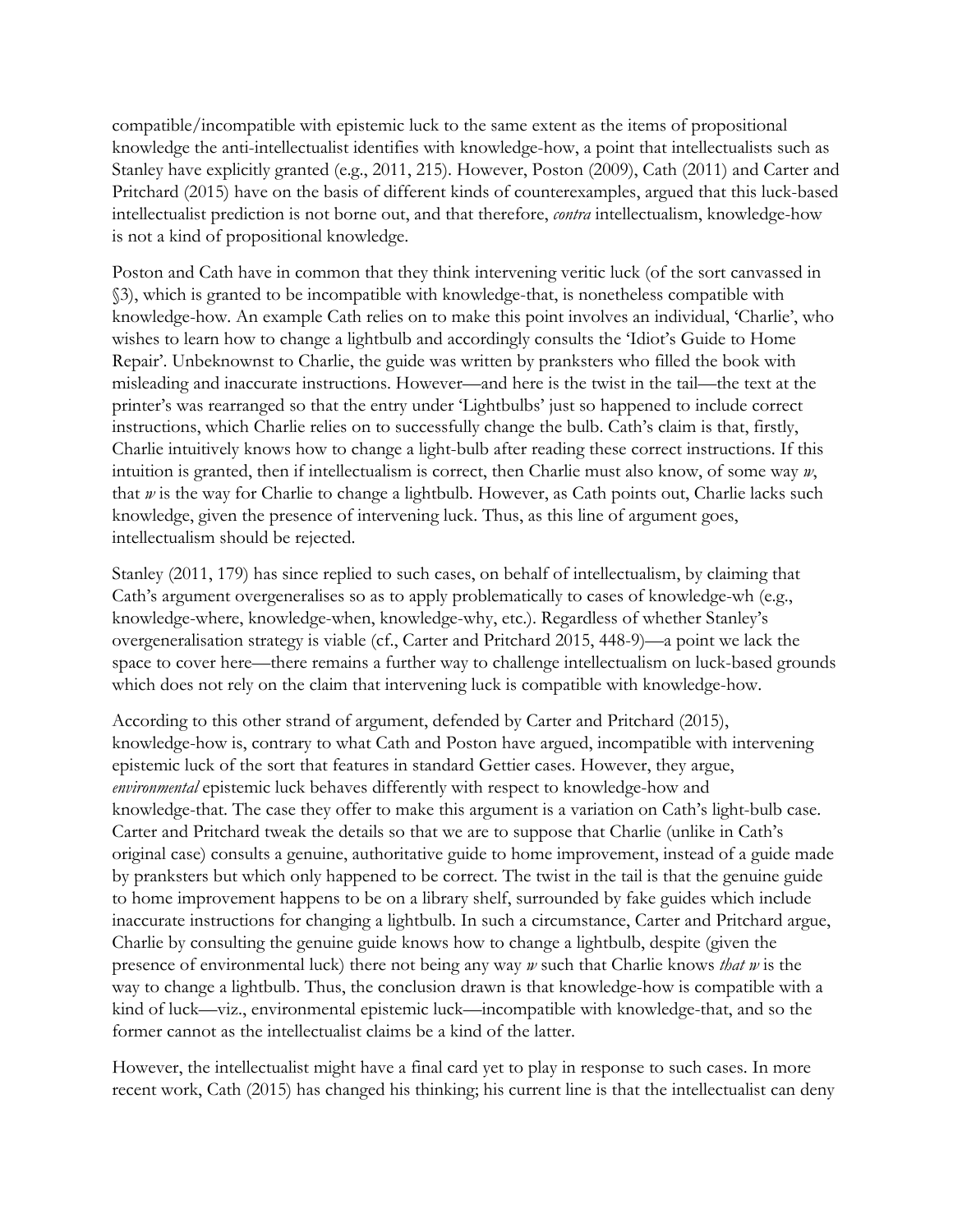compatible/incompatible with epistemic luck to the same extent as the items of propositional knowledge the anti-intellectualist identifies with knowledge-how, a point that intellectualists such as Stanley have explicitly granted (e.g., 2011, 215). However, Poston (2009), Cath (2011) and Carter and Pritchard (2015) have on the basis of different kinds of counterexamples, argued that this luck-based intellectualist prediction is not borne out, and that therefore, *contra* intellectualism, knowledge-how is not a kind of propositional knowledge.

Poston and Cath have in common that they think intervening veritic luck (of the sort canvassed in §3), which is granted to be incompatible with knowledge-that, is nonetheless compatible with knowledge-how. An example Cath relies on to make this point involves an individual, 'Charlie', who wishes to learn how to change a lightbulb and accordingly consults the 'Idiot's Guide to Home Repair'. Unbeknownst to Charlie, the guide was written by pranksters who filled the book with misleading and inaccurate instructions. However—and here is the twist in the tail—the text at the printer's was rearranged so that the entry under 'Lightbulbs' just so happened to include correct instructions, which Charlie relies on to successfully change the bulb. Cath's claim is that, firstly, Charlie intuitively knows how to change a light-bulb after reading these correct instructions. If this intuition is granted, then if intellectualism is correct, then Charlie must also know, of some way *w*, that *w* is the way for Charlie to change a lightbulb. However, as Cath points out, Charlie lacks such knowledge, given the presence of intervening luck. Thus, as this line of argument goes, intellectualism should be rejected.

Stanley (2011, 179) has since replied to such cases, on behalf of intellectualism, by claiming that Cath's argument overgeneralises so as to apply problematically to cases of knowledge-wh (e.g., knowledge-where, knowledge-when, knowledge-why, etc.). Regardless of whether Stanley's overgeneralisation strategy is viable (cf., Carter and Pritchard 2015, 448-9)—a point we lack the space to cover here—there remains a further way to challenge intellectualism on luck-based grounds which does not rely on the claim that intervening luck is compatible with knowledge-how.

According to this other strand of argument, defended by Carter and Pritchard (2015), knowledge-how is, contrary to what Cath and Poston have argued, incompatible with intervening epistemic luck of the sort that features in standard Gettier cases. However, they argue, *environmental* epistemic luck behaves differently with respect to knowledge-how and knowledge-that. The case they offer to make this argument is a variation on Cath's light-bulb case. Carter and Pritchard tweak the details so that we are to suppose that Charlie (unlike in Cath's original case) consults a genuine, authoritative guide to home improvement, instead of a guide made by pranksters but which only happened to be correct. The twist in the tail is that the genuine guide to home improvement happens to be on a library shelf, surrounded by fake guides which include inaccurate instructions for changing a lightbulb. In such a circumstance, Carter and Pritchard argue, Charlie by consulting the genuine guide knows how to change a lightbulb, despite (given the presence of environmental luck) there not being any way *w* such that Charlie knows *that w* is the way to change a lightbulb. Thus, the conclusion drawn is that knowledge-how is compatible with a kind of luck—viz., environmental epistemic luck—incompatible with knowledge-that, and so the former cannot as the intellectualist claims be a kind of the latter.

However, the intellectualist might have a final card yet to play in response to such cases. In more recent work, Cath (2015) has changed his thinking; his current line is that the intellectualist can deny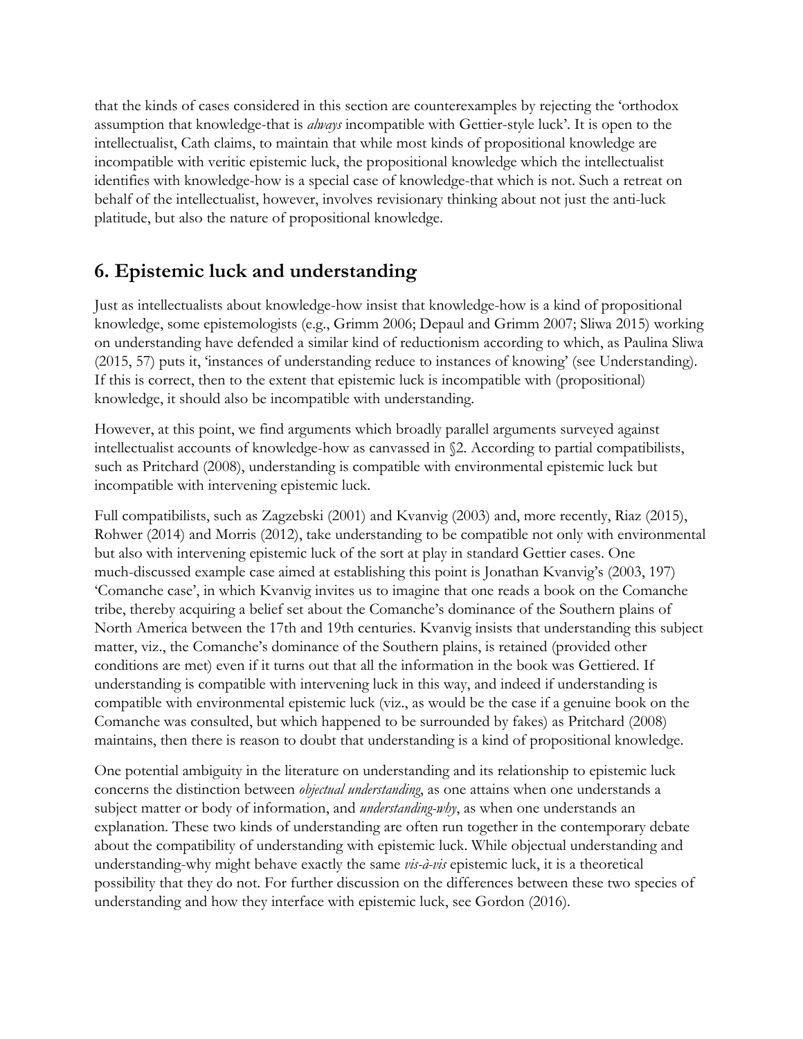that the kinds of cases considered in this section are counterexamples by rejecting the 'orthodox assumption that knowledge-that is *always* incompatible with Gettier-style luck'. It is open to the intellectualist, Cath claims, to maintain that while most kinds of propositional knowledge are incompatible with veritic epistemic luck, the propositional knowledge which the intellectualist identifies with knowledge-how is a special case of knowledge-that which is not. Such a retreat on behalf of the intellectualist, however, involves revisionary thinking about not just the anti-luck platitude, but also the nature of propositional knowledge.

## 6. Epistemic luck and understanding

Just as intellectualists about knowledge-how insist that knowledge-how is a kind of propositional knowledge, some epistemologists (e.g., Grimm 2006; Depaul and Grimm 2007; Sliwa 2015) working on understanding have defended a similar kind of reductionism according to which, as Paulina Sliwa (2015, 57) puts it, 'instances of understanding reduce to instances of knowing' (see Understanding). If this is correct, then to the extent that epistemic luck is incompatible with (propositional) knowledge, it should also be incompatible with understanding.

However, at this point, we find arguments which broadly parallel arguments surveyed against intellectualist accounts of knowledge-how as canvassed in §2. According to partial compatibilists, such as Pritchard (2008), understanding is compatible with environmental epistemic luck but incompatible with intervening epistemic luck.

Full compatibilists, such as Zagzebski (2001) and Kvanvig (2003) and, more recently, Riaz (2015), Rohwer (2014) and Morris (2012), take understanding to be compatible not only with environmental but also with intervening epistemic luck of the sort at play in standard Gettier cases. One much-discussed example case aimed at establishing this point is Jonathan Kvanvig's (2003, 197) 'Comanche case', in which Kvanvig invites us to imagine that one reads a book on the Comanche tribe, thereby acquiring a belief set about the Comanche's dominance of the Southern plains of North America between the 17th and 19th centuries. Kvanvig insists that understanding this subject matter, viz., the Comanche's dominance of the Southern plains, is retained (provided other conditions are met) even if it turns out that all the information in the book was Gettiered. If understanding is compatible with intervening luck in this way, and indeed if understanding is compatible with environmental epistemic luck (viz., as would be the case if a genuine book on the Comanche was consulted, but which happened to be surrounded by fakes) as Pritchard (2008) maintains, then there is reason to doubt that understanding is a kind of propositional knowledge.

One potential ambiguity in the literature on understanding and its relationship to epistemic luck concerns the distinction between *objectual understanding*, as one attains when one understands a subject matter or body of information, and *understanding-why*, as when one understands an explanation. These two kinds of understanding are often run together in the contemporary debate about the compatibility of understanding with epistemic luck. While objectual understanding and understanding-why might behave exactly the same *vis-à-vis* epistemic luck, it is a theoretical possibility that they do not. For further discussion on the differences between these two species of understanding and how they interface with epistemic luck, see Gordon (2016).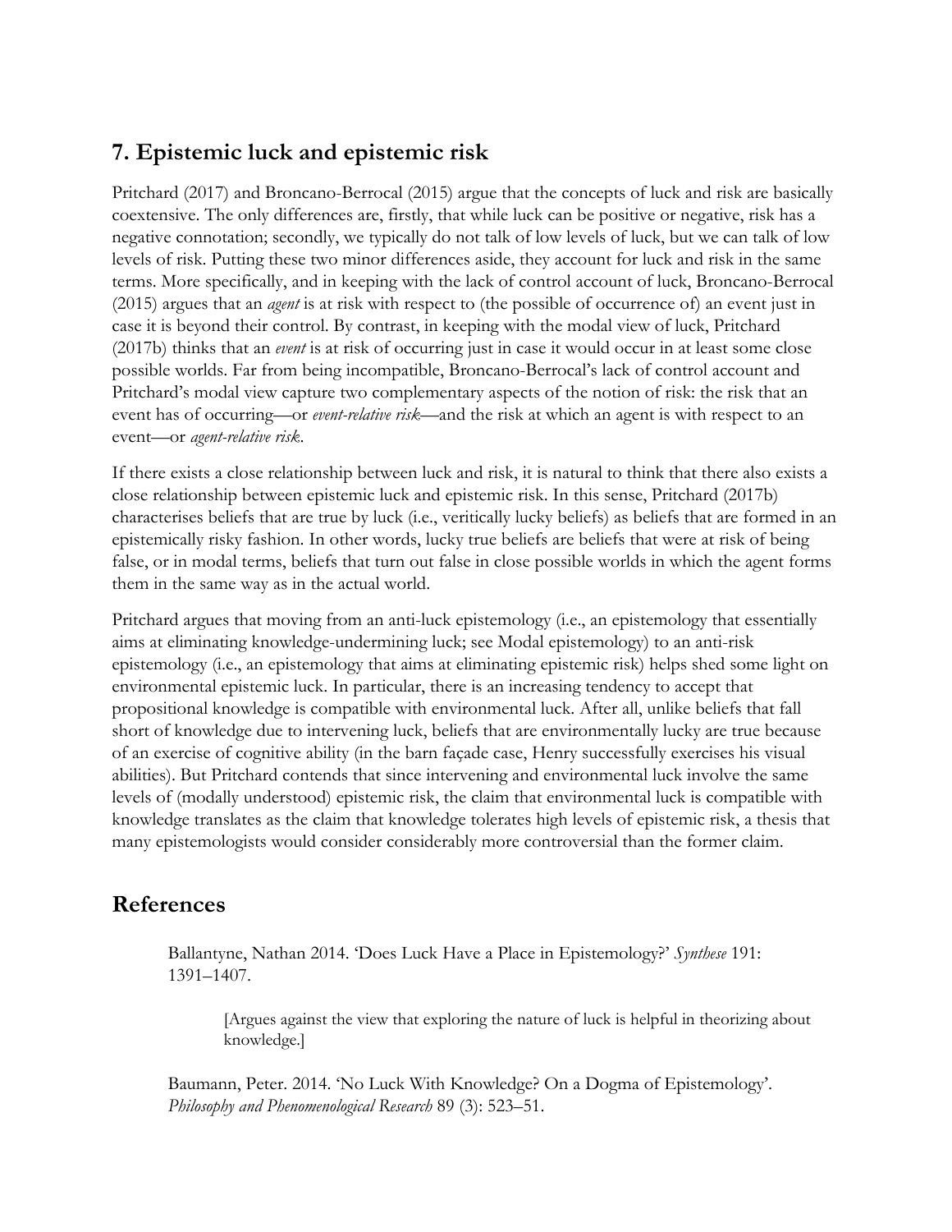## 7. Epistemic luck and epistemic risk

Pritchard (2017) and Broncano-Berrocal (2015) argue that the concepts of luck and risk are basically coextensive. The only differences are, firstly, that while luck can be positive or negative, risk has a negative connotation; secondly, we typically do not talk of low levels of luck, but we can talk of low levels of risk. Putting these two minor differences aside, they account for luck and risk in the same terms. More specifically, and in keeping with the lack of control account of luck, Broncano-Berrocal (2015) argues that an *agent* is at risk with respect to (the possible of occurrence of) an event just in case it is beyond their control. By contrast, in keeping with the modal view of luck, Pritchard (2017b) thinks that an *event* is at risk of occurring just in case it would occur in at least some close possible worlds. Far from being incompatible, Broncano-Berrocal's lack of control account and Pritchard's modal view capture two complementary aspects of the notion of risk: the risk that an event has of occurring—or *event-relative risk*—and the risk at which an agent is with respect to an event—or *agent-relative risk*.

If there exists a close relationship between luck and risk, it is natural to think that there also exists a close relationship between epistemic luck and epistemic risk. In this sense, Pritchard (2017b) characterises beliefs that are true by luck (i.e., veritically lucky beliefs) as beliefs that are formed in an epistemically risky fashion. In other words, lucky true beliefs are beliefs that were at risk of being false, or in modal terms, beliefs that turn out false in close possible worlds in which the agent forms them in the same way as in the actual world.

Pritchard argues that moving from an anti-luck epistemology (i.e., an epistemology that essentially aims at eliminating knowledge-undermining luck; see Modal epistemology) to an anti-risk epistemology (i.e., an epistemology that aims at eliminating epistemic risk) helps shed some light on environmental epistemic luck. In particular, there is an increasing tendency to accept that propositional knowledge is compatible with environmental luck. After all, unlike beliefs that fall short of knowledge due to intervening luck, beliefs that are environmentally lucky are true because of an exercise of cognitive ability (in the barn façade case, Henry successfully exercises his visual abilities). But Pritchard contends that since intervening and environmental luck involve the same levels of (modally understood) epistemic risk, the claim that environmental luck is compatible with knowledge translates as the claim that knowledge tolerates high levels of epistemic risk, a thesis that many epistemologists would consider considerably more controversial than the former claim.

## References

Ballantyne, Nathan 2014. 'Does Luck Have a Place in Epistemology?' *Synthese* 191: 1391–1407.

> [Argues against the view that exploring the nature of luck is helpful in theorizing about knowledge.]

Baumann, Peter. 2014. 'No Luck With Knowledge? On a Dogma of Epistemology'. *Philosophy and Phenomenological Research* 89 (3): 523–51.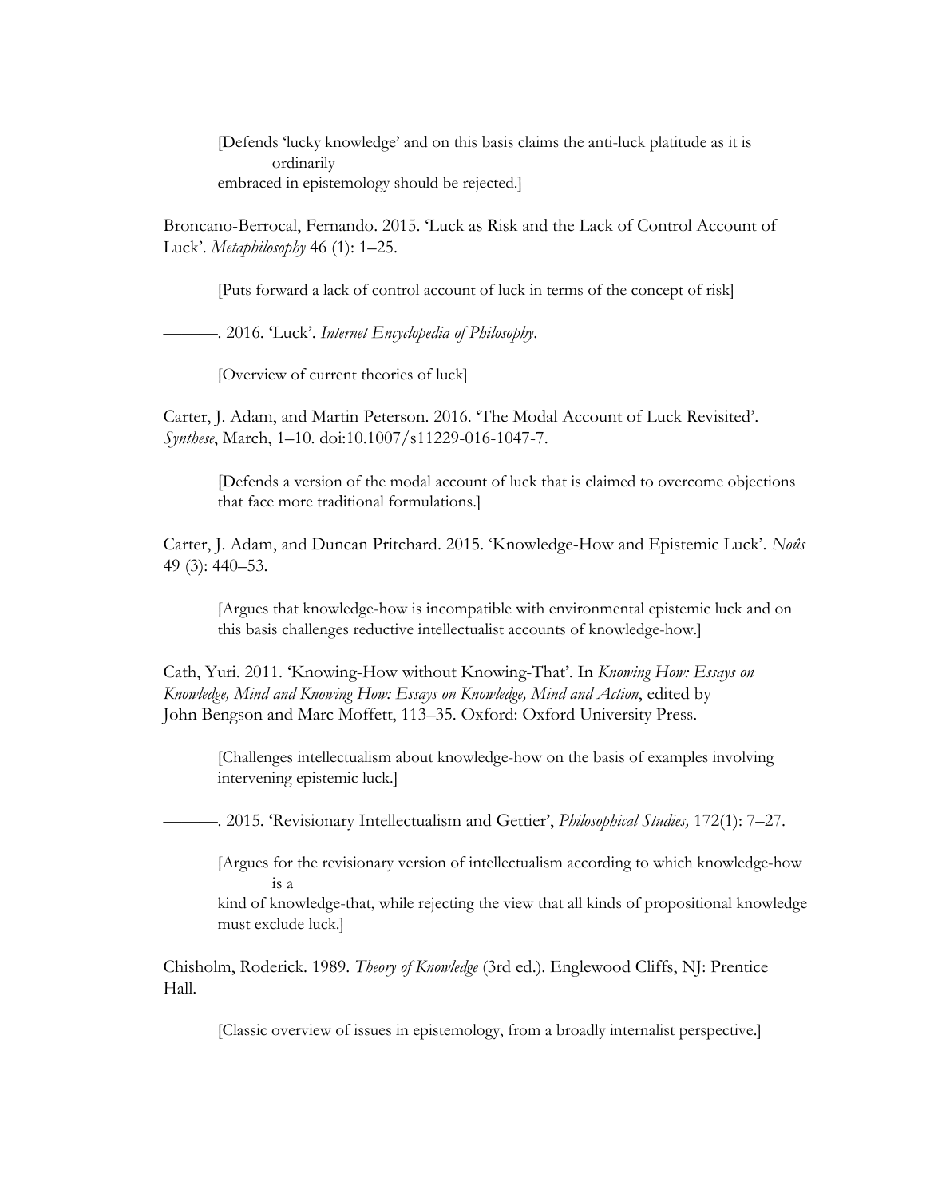[Defends 'lucky knowledge' and on this basis claims the anti-luck platitude as it is ordinarily embraced in epistemology should be rejected.]

Broncano-Berrocal, Fernando. 2015. 'Luck as Risk and the Lack of Control Account of Luck'. *Metaphilosophy* 46 (1): 1–25.

[Puts forward a lack of control account of luck in terms of the concept of risk]

———. 2016. 'Luck'. *Internet Encyclopedia of Philosophy*.

[Overview of current theories of luck]

Carter, J. Adam, and Martin Peterson. 2016. 'The Modal Account of Luck Revisited'. *Synthese*, March, 1–10. doi:10.1007/s11229-016-1047-7.

[Defends a version of the modal account of luck that is claimed to overcome objections that face more traditional formulations.]

Carter, J. Adam, and Duncan Pritchard. 2015. 'Knowledge-How and Epistemic Luck'. *Noûs* 49 (3): 440–53.

[Argues that knowledge-how is incompatible with environmental epistemic luck and on this basis challenges reductive intellectualist accounts of knowledge-how.]

Cath, Yuri. 2011. 'Knowing-How without Knowing-That'. In *Knowing How: Essays on Knowledge, Mind and Knowing How: Essays on Knowledge, Mind and Action*, edited by John Bengson and Marc Moffett, 113–35. Oxford: Oxford University Press.

[Challenges intellectualism about knowledge-how on the basis of examples involving intervening epistemic luck.]

———. 2015. 'Revisionary Intellectualism and Gettier', *Philosophical Studies,* 172(1): 7–27.

[Argues for the revisionary version of intellectualism according to which knowledge-how is a kind of knowledge-that, while rejecting the view that all kinds of propositional knowledge must exclude luck.]

Chisholm, Roderick. 1989. *Theory of Knowledge* (3rd ed.). Englewood Cliffs, NJ: Prentice Hall.

[Classic overview of issues in epistemology, from a broadly internalist perspective.]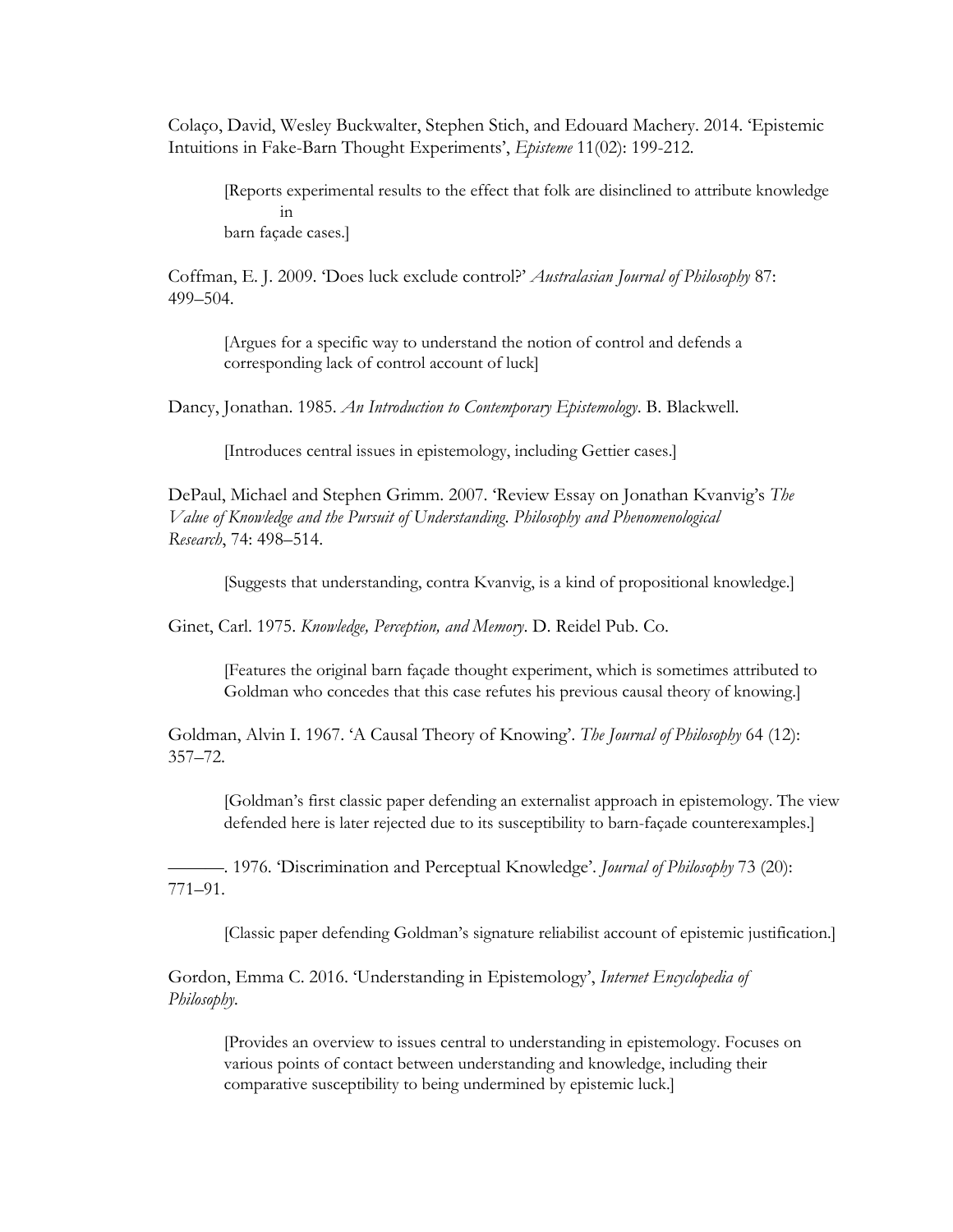Colaço, David, Wesley Buckwalter, Stephen Stich, and Edouard Machery. 2014. 'Epistemic Intuitions in Fake-Barn Thought Experiments', *Episteme* 11(02): 199-212.

> [Reports experimental results to the effect that folk are disinclined to attribute knowledge in barn façade cases.]

Coffman, E. J. 2009. 'Does luck exclude control?' *Australasian Journal of Philosophy* 87: 499–504.

> [Argues for a specific way to understand the notion of control and defends a corresponding lack of control account of luck]

Dancy, Jonathan. 1985. *An Introduction to Contemporary Epistemology*. B. Blackwell.

> [Introduces central issues in epistemology, including Gettier cases.]

DePaul, Michael and Stephen Grimm. 2007. 'Review Essay on Jonathan Kvanvig's *The Value of Knowledge and the Pursuit of Understanding. Philosophy and Phenomenological Research*, 74: 498–514.

> [Suggests that understanding, contra Kvanvig, is a kind of propositional knowledge.]

Ginet, Carl. 1975. *Knowledge, Perception, and Memory*. D. Reidel Pub. Co.

> [Features the original barn façade thought experiment, which is sometimes attributed to Goldman who concedes that this case refutes his previous causal theory of knowing.]

Goldman, Alvin I. 1967. 'A Causal Theory of Knowing'. *The Journal of Philosophy* 64 (12): 357–72.

> [Goldman's first classic paper defending an externalist approach in epistemology. The view defended here is later rejected due to its susceptibility to barn-façade counterexamples.]

———. 1976. 'Discrimination and Perceptual Knowledge'. *Journal of Philosophy* 73 (20): 771–91.

> [Classic paper defending Goldman's signature reliabilist account of epistemic justification.]

Gordon, Emma C. 2016. 'Understanding in Epistemology', *Internet Encyclopedia of Philosophy*.

> [Provides an overview to issues central to understanding in epistemology. Focuses on various points of contact between understanding and knowledge, including their comparative susceptibility to being undermined by epistemic luck.]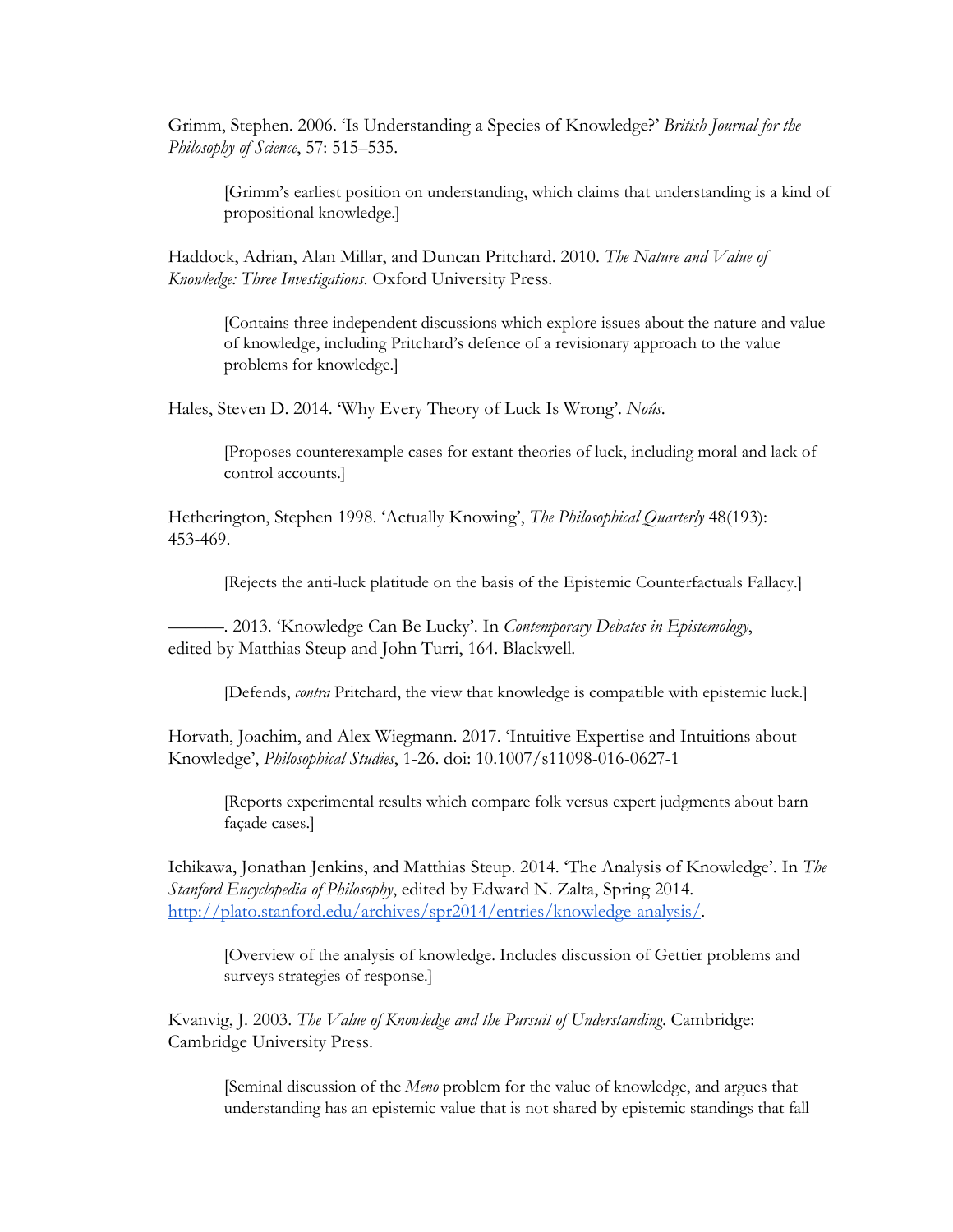Grimm, Stephen. 2006. 'Is Understanding a Species of Knowledge?' *British Journal for the Philosophy of Science*, 57: 515–535.

> [Grimm's earliest position on understanding, which claims that understanding is a kind of propositional knowledge.]

Haddock, Adrian, Alan Millar, and Duncan Pritchard. 2010. *The Nature and Value of Knowledge: Three Investigations*. Oxford University Press.

> [Contains three independent discussions which explore issues about the nature and value of knowledge, including Pritchard's defence of a revisionary approach to the value problems for knowledge.]

Hales, Steven D. 2014. 'Why Every Theory of Luck Is Wrong'. *Noûs*.

> [Proposes counterexample cases for extant theories of luck, including moral and lack of control accounts.]

Hetherington, Stephen 1998. 'Actually Knowing', *The Philosophical Quarterly* 48(193): 453-469.

> [Rejects the anti-luck platitude on the basis of the Epistemic Counterfactuals Fallacy.]

———. 2013. 'Knowledge Can Be Lucky'. In *Contemporary Debates in Epistemology*, edited by Matthias Steup and John Turri, 164. Blackwell.

> [Defends, *contra* Pritchard, the view that knowledge is compatible with epistemic luck.]

Horvath, Joachim, and Alex Wiegmann. 2017. 'Intuitive Expertise and Intuitions about Knowledge', *Philosophical Studies*, 1-26. doi: 10.1007/s11098-016-0627-1

> [Reports experimental results which compare folk versus expert judgments about barn façade cases.]

Ichikawa, Jonathan Jenkins, and Matthias Steup. 2014. 'The Analysis of Knowledge'. In *The Stanford Encyclopedia of Philosophy*, edited by Edward N. Zalta, Spring 2014. http://plato.stanford.edu/archives/spr2014/entries/knowledge-analysis/.

> [Overview of the analysis of knowledge. Includes discussion of Gettier problems and surveys strategies of response.]

Kvanvig, J. 2003. *The Value of Knowledge and the Pursuit of Understanding*. Cambridge: Cambridge University Press.

> [Seminal discussion of the *Meno* problem for the value of knowledge, and argues that understanding has an epistemic value that is not shared by epistemic standings that fall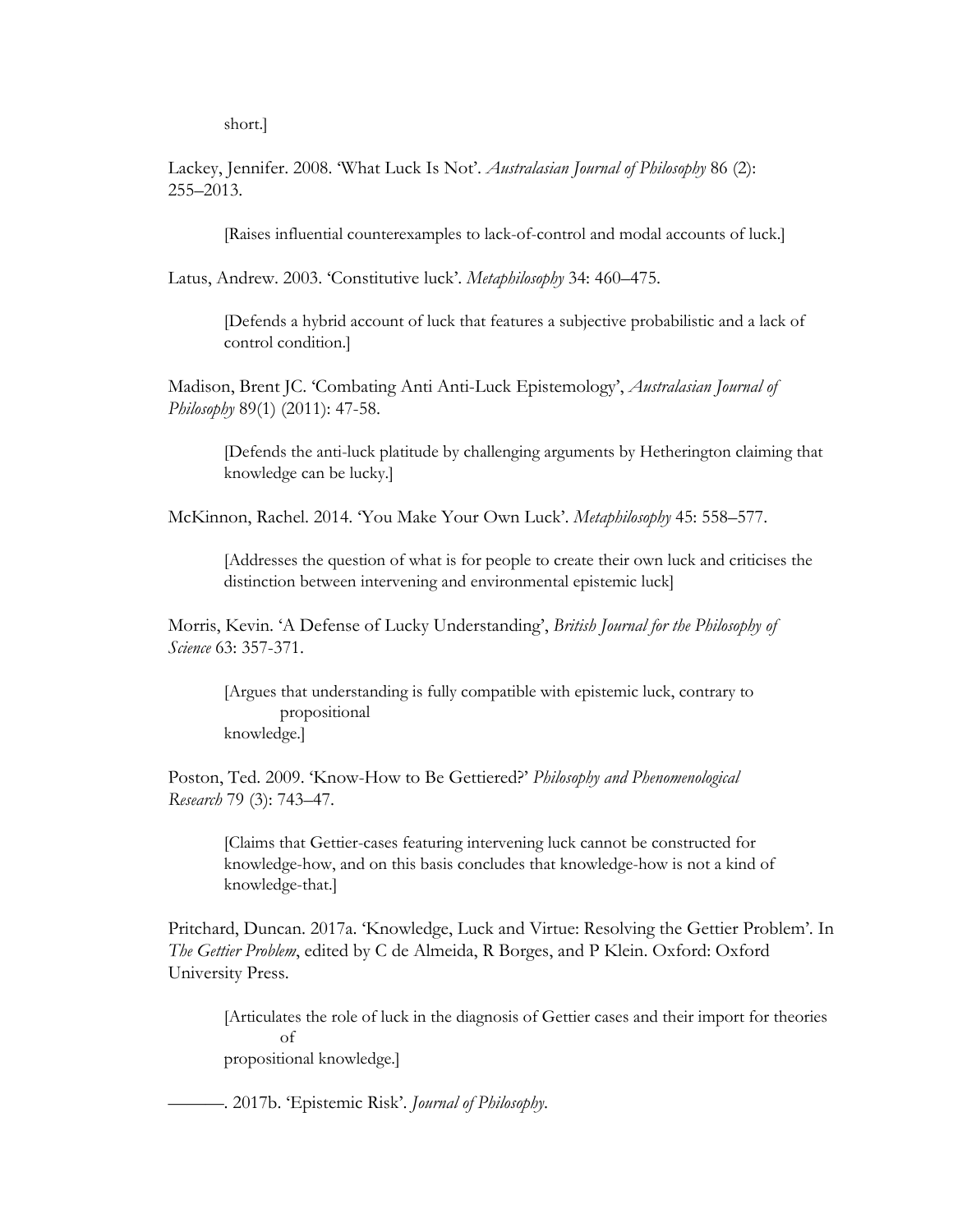short.]

Lackey, Jennifer. 2008. 'What Luck Is Not'. *Australasian Journal of Philosophy* 86 (2): 255–2013.

> [Raises influential counterexamples to lack-of-control and modal accounts of luck.]

Latus, Andrew. 2003. 'Constitutive luck'. *Metaphilosophy* 34: 460–475.

> [Defends a hybrid account of luck that features a subjective probabilistic and a lack of control condition.]

Madison, Brent JC. 'Combating Anti Anti-Luck Epistemology', *Australasian Journal of Philosophy* 89(1) (2011): 47-58.

> [Defends the anti-luck platitude by challenging arguments by Hetherington claiming that knowledge can be lucky.]

McKinnon, Rachel. 2014. 'You Make Your Own Luck'. *Metaphilosophy* 45: 558–577.

> [Addresses the question of what is for people to create their own luck and criticises the distinction between intervening and environmental epistemic luck]

Morris, Kevin. 'A Defense of Lucky Understanding', *British Journal for the Philosophy of Science* 63: 357-371.

> [Argues that understanding is fully compatible with epistemic luck, contrary to propositional knowledge.]

Poston, Ted. 2009. 'Know-How to Be Gettiered?' *Philosophy and Phenomenological Research* 79 (3): 743–47.

> [Claims that Gettier-cases featuring intervening luck cannot be constructed for knowledge-how, and on this basis concludes that knowledge-how is not a kind of knowledge-that.]

Pritchard, Duncan. 2017a. 'Knowledge, Luck and Virtue: Resolving the Gettier Problem'. In *The Gettier Problem*, edited by C de Almeida, R Borges, and P Klein. Oxford: Oxford University Press.

> [Articulates the role of luck in the diagnosis of Gettier cases and their import for theories of propositional knowledge.]

———. 2017b. 'Epistemic Risk'. *Journal of Philosophy*.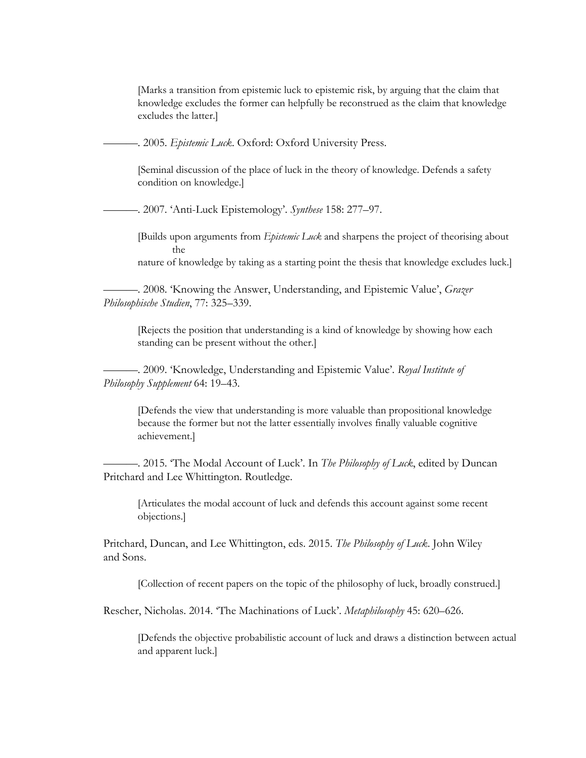[Marks a transition from epistemic luck to epistemic risk, by arguing that the claim that knowledge excludes the former can helpfully be reconstrued as the claim that knowledge excludes the latter.]

———. 2005. *Epistemic Luck*. Oxford: Oxford University Press.

[Seminal discussion of the place of luck in the theory of knowledge. Defends a safety condition on knowledge.]

———. 2007. 'Anti-Luck Epistemology'. *Synthese* 158: 277–97.

[Builds upon arguments from *Epistemic Luck* and sharpens the project of theorising about the nature of knowledge by taking as a starting point the thesis that knowledge excludes luck.]

———. 2008. 'Knowing the Answer, Understanding, and Epistemic Value', *Grazer Philosophische Studien*, 77: 325–339.

[Rejects the position that understanding is a kind of knowledge by showing how each standing can be present without the other.]

———. 2009. 'Knowledge, Understanding and Epistemic Value'. *Royal Institute of Philosophy Supplement* 64: 19–43.

[Defends the view that understanding is more valuable than propositional knowledge because the former but not the latter essentially involves finally valuable cognitive achievement.]

———. 2015. 'The Modal Account of Luck'. In *The Philosophy of Luck*, edited by Duncan Pritchard and Lee Whittington. Routledge.

[Articulates the modal account of luck and defends this account against some recent objections.]

Pritchard, Duncan, and Lee Whittington, eds. 2015. *The Philosophy of Luck*. John Wiley and Sons.

[Collection of recent papers on the topic of the philosophy of luck, broadly construed.]

Rescher, Nicholas. 2014. 'The Machinations of Luck'. *Metaphilosophy* 45: 620–626.

[Defends the objective probabilistic account of luck and draws a distinction between actual and apparent luck.]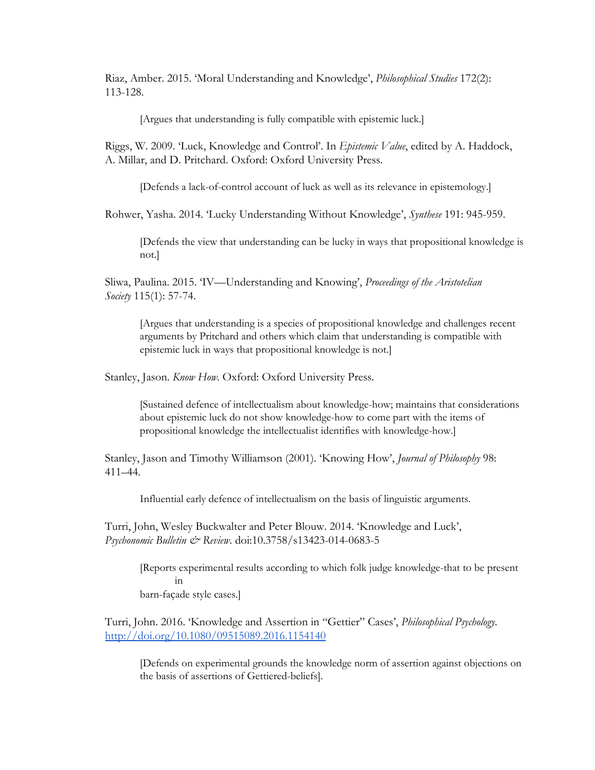Riaz, Amber. 2015. 'Moral Understanding and Knowledge', *Philosophical Studies* 172(2): 113-128.

> [Argues that understanding is fully compatible with epistemic luck.]

Riggs, W. 2009. 'Luck, Knowledge and Control'. In *Epistemic Value*, edited by A. Haddock, A. Millar, and D. Pritchard. Oxford: Oxford University Press.

> [Defends a lack-of-control account of luck as well as its relevance in epistemology.]

Rohwer, Yasha. 2014. 'Lucky Understanding Without Knowledge', *Synthese* 191: 945-959.

> [Defends the view that understanding can be lucky in ways that propositional knowledge is not.]

Sliwa, Paulina. 2015. 'IV—Understanding and Knowing', *Proceedings of the Aristotelian Society* 115(1): 57-74.

> [Argues that understanding is a species of propositional knowledge and challenges recent arguments by Pritchard and others which claim that understanding is compatible with epistemic luck in ways that propositional knowledge is not.]

Stanley, Jason. *Know How*. Oxford: Oxford University Press.

> [Sustained defence of intellectualism about knowledge-how; maintains that considerations about epistemic luck do not show knowledge-how to come part with the items of propositional knowledge the intellectualist identifies with knowledge-how.]

Stanley, Jason and Timothy Williamson (2001). 'Knowing How', *Journal of Philosophy* 98: 411–44.

> Influential early defence of intellectualism on the basis of linguistic arguments.

Turri, John, Wesley Buckwalter and Peter Blouw. 2014. 'Knowledge and Luck', *Psychonomic Bulletin & Review*. doi:10.3758/s13423-014-0683-5

> [Reports experimental results according to which folk judge knowledge-that to be present in barn-façade style cases.]

Turri, John. 2016. 'Knowledge and Assertion in "Gettier" Cases', *Philosophical Psychology*. http://doi.org/10.1080/09515089.2016.1154140

> [Defends on experimental grounds the knowledge norm of assertion against objections on the basis of assertions of Gettiered-beliefs].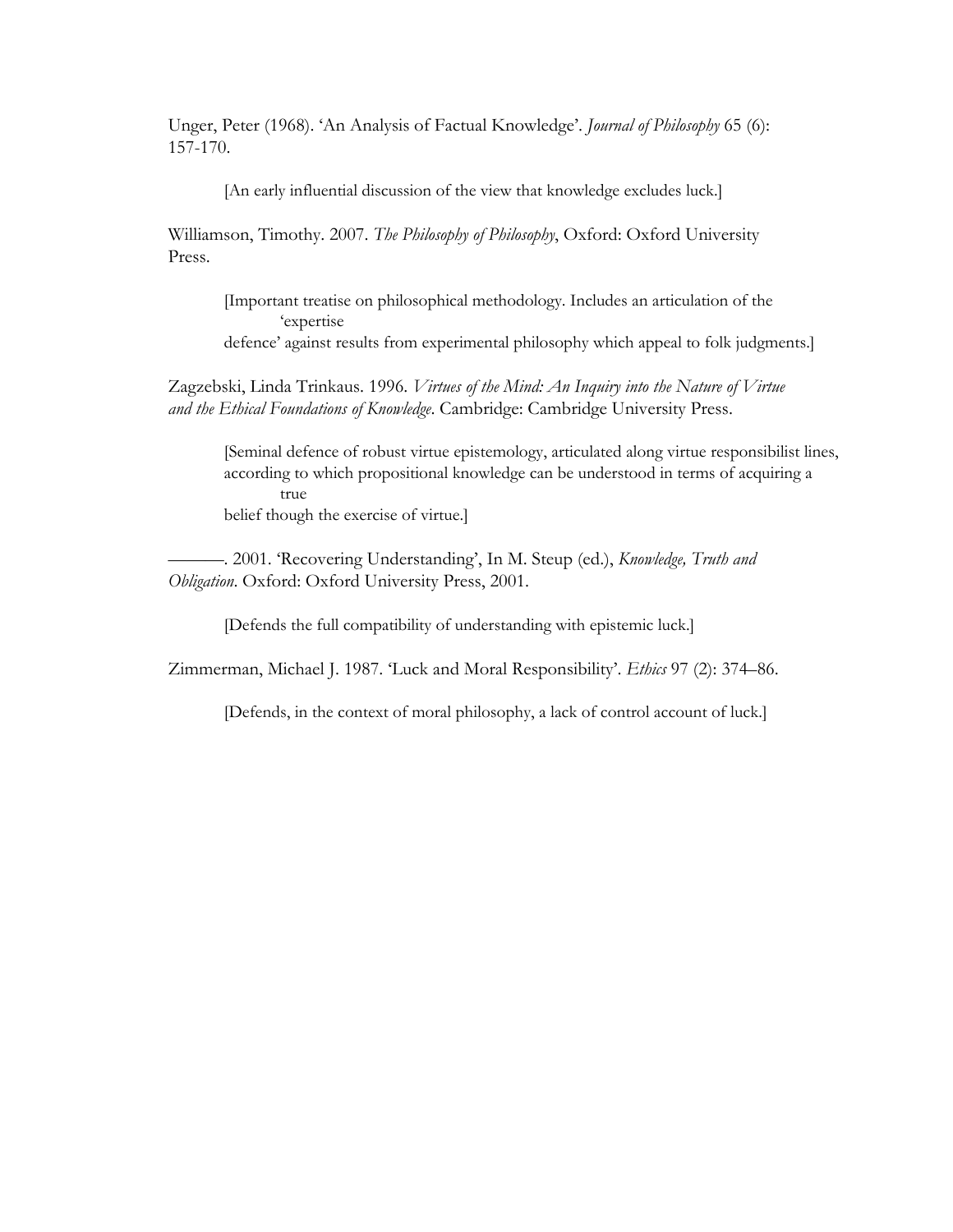Unger, Peter (1968). 'An Analysis of Factual Knowledge'. *Journal of Philosophy* 65 (6): 157-170.

> [An early influential discussion of the view that knowledge excludes luck.]

Williamson, Timothy. 2007. *The Philosophy of Philosophy*, Oxford: Oxford University Press.

> [Important treatise on philosophical methodology. Includes an articulation of the 'expertise defence' against results from experimental philosophy which appeal to folk judgments.]

Zagzebski, Linda Trinkaus. 1996. *Virtues of the Mind: An Inquiry into the Nature of Virtue and the Ethical Foundations of Knowledge*. Cambridge: Cambridge University Press.

> [Seminal defence of robust virtue epistemology, articulated along virtue responsibilist lines, according to which propositional knowledge can be understood in terms of acquiring a true belief though the exercise of virtue.]

———. 2001. 'Recovering Understanding', In M. Steup (ed.), *Knowledge, Truth and Obligation*. Oxford: Oxford University Press, 2001.

> [Defends the full compatibility of understanding with epistemic luck.]

Zimmerman, Michael J. 1987. 'Luck and Moral Responsibility'. *Ethics* 97 (2): 374–86.

> [Defends, in the context of moral philosophy, a lack of control account of luck.]